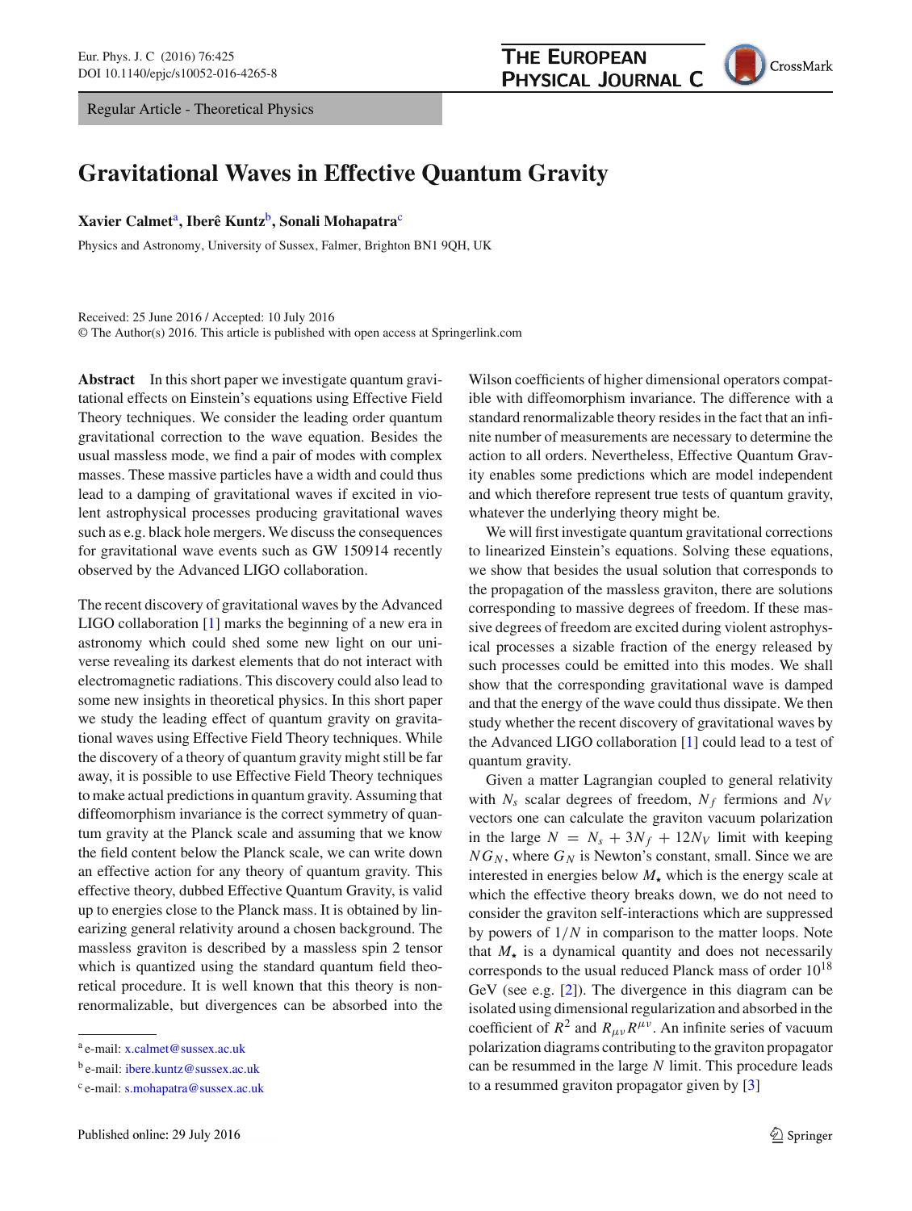Regular Article - Theoretical Physics

# Gravitational Waves in Effective Quantum Gravity

**Xavier Calmet**[a], **Iberê Kuntz**[b], **Sonali Mohapatra**[c]

Physics and Astronomy, University of Sussex, Falmer, Brighton BN1 9QH, UK

Received: 25 June 2016 / Accepted: 10 July 2016
© The Author(s) 2016. This article is published with open access at Springerlink.com

**Abstract** In this short paper we investigate quantum gravitational effects on Einstein's equations using Effective Field Theory techniques. We consider the leading order quantum gravitational correction to the wave equation. Besides the usual massless mode, we find a pair of modes with complex masses. These massive particles have a width and could thus lead to a damping of gravitational waves if excited in violent astrophysical processes producing gravitational waves such as e.g. black hole mergers. We discuss the consequences for gravitational wave events such as GW 150914 recently observed by the Advanced LIGO collaboration.

The recent discovery of gravitational waves by the Advanced LIGO collaboration [1] marks the beginning of a new era in astronomy which could shed some new light on our universe revealing its darkest elements that do not interact with electromagnetic radiations. This discovery could also lead to some new insights in theoretical physics. In this short paper we study the leading effect of quantum gravity on gravitational waves using Effective Field Theory techniques. While the discovery of a theory of quantum gravity might still be far away, it is possible to use Effective Field Theory techniques to make actual predictions in quantum gravity. Assuming that diffeomorphism invariance is the correct symmetry of quantum gravity at the Planck scale and assuming that we know the field content below the Planck scale, we can write down an effective action for any theory of quantum gravity. This effective theory, dubbed Effective Quantum Gravity, is valid up to energies close to the Planck mass. It is obtained by linearizing general relativity around a chosen background. The massless graviton is described by a massless spin 2 tensor which is quantized using the standard quantum field theoretical procedure. It is well known that this theory is non-renormalizable, but divergences can be absorbed into the Wilson coefficients of higher dimensional operators compatible with diffeomorphism invariance. The difference with a standard renormalizable theory resides in the fact that an infinite number of measurements are necessary to determine the action to all orders. Nevertheless, Effective Quantum Gravity enables some predictions which are model independent and which therefore represent true tests of quantum gravity, whatever the underlying theory might be.

We will first investigate quantum gravitational corrections to linearized Einstein's equations. Solving these equations, we show that besides the usual solution that corresponds to the propagation of the massless graviton, there are solutions corresponding to massive degrees of freedom. If these massive degrees of freedom are excited during violent astrophysical processes a sizable fraction of the energy released by such processes could be emitted into this modes. We shall show that the corresponding gravitational wave is damped and that the energy of the wave could thus dissipate. We then study whether the recent discovery of gravitational waves by the Advanced LIGO collaboration [1] could lead to a test of quantum gravity.

Given a matter Lagrangian coupled to general relativity with $N_s$ scalar degrees of freedom, $N_f$ fermions and $N_V$ vectors one can calculate the graviton vacuum polarization in the large $N = N_s + 3N_f + 12N_V$ limit with keeping $NG_N$, where $G_N$ is Newton's constant, small. Since we are interested in energies below $M_\star$ which is the energy scale at which the effective theory breaks down, we do not need to consider the graviton self-interactions which are suppressed by powers of $1/N$ in comparison to the matter loops. Note that $M_\star$ is a dynamical quantity and does not necessarily corresponds to the usual reduced Planck mass of order $10^{18}$ GeV (see e.g. [2]). The divergence in this diagram can be isolated using dimensional regularization and absorbed in the coefficient of $R^2$ and $R_{\mu\nu}R^{\mu\nu}$. An infinite series of vacuum polarization diagrams contributing to the graviton propagator can be resummed in the large $N$ limit. This procedure leads to a resummed graviton propagator given by [3]

[a] e-mail: x.calmet@sussex.ac.uk

[b] e-mail: ibere.kuntz@sussex.ac.uk

[c] e-mail: s.mohapatra@sussex.ac.uk

Published online: 29 July 2016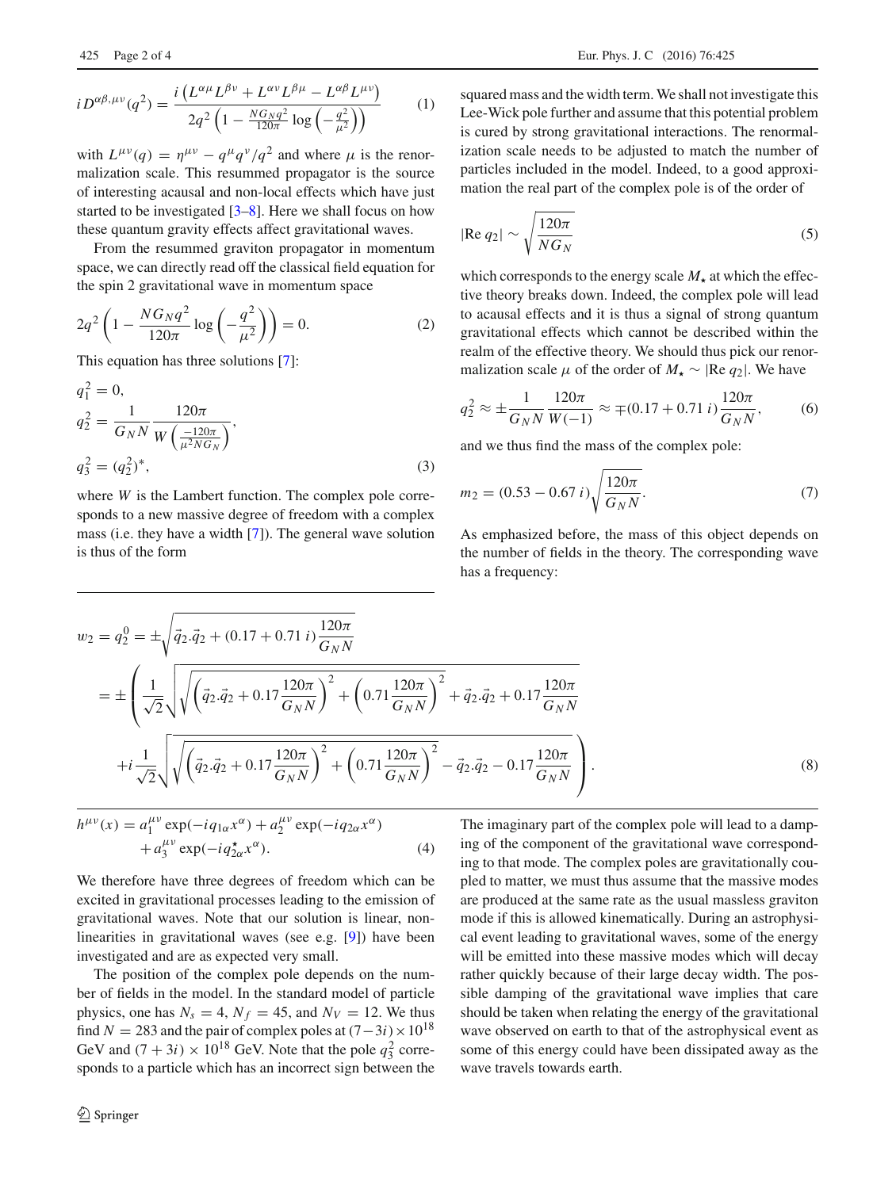$$
iD^{\alpha\beta,\mu\nu}(q^2) = \frac{i\left(L^{\alpha\mu}L^{\beta\nu} + L^{\alpha\nu}L^{\beta\mu} - L^{\alpha\beta}L^{\mu\nu}\right)}{2q^2\left(1 - \frac{NG_N q^2}{120\pi}\log\left(-\frac{q^2}{\mu^2}\right)\right)} \tag{1}
$$

with $L^{\mu\nu}(q) = \eta^{\mu\nu} - q^\mu q^\nu / q^2$ and where $\mu$ is the renormalization scale. This resummed propagator is the source of interesting acausal and non-local effects which have just started to be investigated [3–8]. Here we shall focus on how these quantum gravity effects affect gravitational waves.

From the resummed graviton propagator in momentum space, we can directly read off the classical field equation for the spin 2 gravitational wave in momentum space

$$
2q^2\left(1 - \frac{NG_N q^2}{120\pi}\log\left(-\frac{q^2}{\mu^2}\right)\right) = 0. \tag{2}
$$

This equation has three solutions [7]:

$$
\begin{aligned}
q_1^2 &= 0, \\
q_2^2 &= \frac{1}{G_N N}\frac{120\pi}{W\left(\frac{-120\pi}{\mu^2 N G_N}\right)}, \\
q_3^2 &= (q_2^2)^*,
\end{aligned} \tag{3}
$$

where $W$ is the Lambert function. The complex pole corresponds to a new massive degree of freedom with a complex mass (i.e. they have a width [7]). The general wave solution is thus of the form

$$
\begin{aligned}
h^{\mu\nu}(x) = &\, a_1^{\mu\nu}\exp(-iq_{1\alpha}x^\alpha) + a_2^{\mu\nu}\exp(-iq_{2\alpha}x^\alpha) \\
&+ a_3^{\mu\nu}\exp(-iq^\star_{2\alpha}x^\alpha).
\end{aligned} \tag{4}
$$

We therefore have three degrees of freedom which can be excited in gravitational processes leading to the emission of gravitational waves. Note that our solution is linear, non-linearities in gravitational waves (see e.g. [9]) have been investigated and are as expected very small.

The position of the complex pole depends on the number of fields in the model. In the standard model of particle physics, one has $N_s = 4$, $N_f = 45$, and $N_V = 12$. We thus find $N = 283$ and the pair of complex poles at $(7-3i)\times 10^{18}$ GeV and $(7+3i)\times 10^{18}$ GeV. Note that the pole $q_3^2$ corresponds to a particle which has an incorrect sign between the squared mass and the width term. We shall not investigate this Lee-Wick pole further and assume that this potential problem is cured by strong gravitational interactions. The renormalization scale needs to be adjusted to match the number of particles included in the model. Indeed, to a good approximation the real part of the complex pole is of the order of

$$
|\text{Re } q_2| \sim \sqrt{\frac{120\pi}{NG_N}} \tag{5}
$$

which corresponds to the energy scale $M_\star$ at which the effective theory breaks down. Indeed, the complex pole will lead to acausal effects and it is thus a signal of strong quantum gravitational effects which cannot be described within the realm of the effective theory. We should thus pick our renormalization scale $\mu$ of the order of $M_\star \sim |\text{Re } q_2|$. We have

$$
q_2^2 \approx \pm\frac{1}{G_N N}\frac{120\pi}{W(-1)} \approx \mp(0.17 + 0.71\,i)\frac{120\pi}{G_N N}, \tag{6}
$$

and we thus find the mass of the complex pole:

$$
m_2 = (0.53 - 0.67\,i)\sqrt{\frac{120\pi}{G_N N}}. \tag{7}
$$

As emphasized before, the mass of this object depends on the number of fields in the theory. The corresponding wave has a frequency:

$$
\begin{aligned}
w_2 = q_2^0 &= \pm\sqrt{\vec{q}_2.\vec{q}_2 + (0.17 + 0.71\,i)\frac{120\pi}{G_N N}} \\
&= \pm\left(\frac{1}{\sqrt{2}}\sqrt{\sqrt{\left(\vec{q}_2.\vec{q}_2 + 0.17\frac{120\pi}{G_N N}\right)^2 + \left(0.71\frac{120\pi}{G_N N}\right)^2} + \vec{q}_2.\vec{q}_2 + 0.17\frac{120\pi}{G_N N}}\right. \\
&\quad \left. + i\frac{1}{\sqrt{2}}\sqrt{\sqrt{\left(\vec{q}_2.\vec{q}_2 + 0.17\frac{120\pi}{G_N N}\right)^2 + \left(0.71\frac{120\pi}{G_N N}\right)^2} - \vec{q}_2.\vec{q}_2 - 0.17\frac{120\pi}{G_N N}}\right).
\end{aligned} \tag{8}
$$

The imaginary part of the complex pole will lead to a damping of the component of the gravitational wave corresponding to that mode. The complex poles are gravitationally coupled to matter, we must thus assume that the massive modes are produced at the same rate as the usual massless graviton mode if this is allowed kinematically. During an astrophysical event leading to gravitational waves, some of the energy will be emitted into these massive modes which will decay rather quickly because of their large decay width. The possible damping of the gravitational wave implies that care should be taken when relating the energy of the gravitational wave observed on earth to that of the astrophysical event as some of this energy could have been dissipated away as the wave travels towards earth.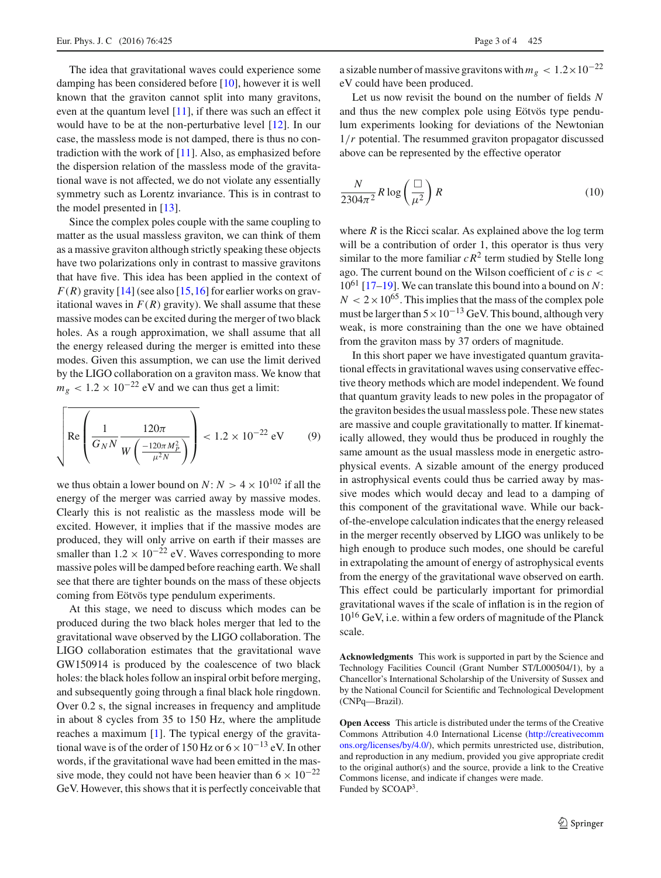The idea that gravitational waves could experience some damping has been considered before [10], however it is well known that the graviton cannot split into many gravitons, even at the quantum level [11], if there was such an effect it would have to be at the non-perturbative level [12]. In our case, the massless mode is not damped, there is thus no contradiction with the work of [11]. Also, as emphasized before the dispersion relation of the massless mode of the gravitational wave is not affected, we do not violate any essentially symmetry such as Lorentz invariance. This is in contrast to the model presented in [13].

Since the complex poles couple with the same coupling to matter as the usual massless graviton, we can think of them as a massive graviton although strictly speaking these objects have two polarizations only in contrast to massive gravitons that have five. This idea has been applied in the context of $F(R)$ gravity [14] (see also [15,16] for earlier works on gravitational waves in $F(R)$ gravity). We shall assume that these massive modes can be excited during the merger of two black holes. As a rough approximation, we shall assume that all the energy released during the merger is emitted into these modes. Given this assumption, we can use the limit derived by the LIGO collaboration on a graviton mass. We know that $m_g < 1.2 \times 10^{-22}$ eV and we can thus get a limit:

$$\sqrt{\mathrm{Re}\left(\frac{1}{G_N N}\frac{120\pi}{W\left(\frac{-120\pi M_P^2}{\mu^2 N}\right)}\right)} < 1.2 \times 10^{-22}\ \mathrm{eV} \tag{9}$$

we thus obtain a lower bound on $N$: $N > 4 \times 10^{102}$ if all the energy of the merger was carried away by massive modes. Clearly this is not realistic as the massless mode will be excited. However, it implies that if the massive modes are produced, they will only arrive on earth if their masses are smaller than $1.2 \times 10^{-22}$ eV. Waves corresponding to more massive poles will be damped before reaching earth. We shall see that there are tighter bounds on the mass of these objects coming from Eötvös type pendulum experiments.

At this stage, we need to discuss which modes can be produced during the two black holes merger that led to the gravitational wave observed by the LIGO collaboration. The LIGO collaboration estimates that the gravitational wave GW150914 is produced by the coalescence of two black holes: the black holes follow an inspiral orbit before merging, and subsequently going through a final black hole ringdown. Over 0.2 s, the signal increases in frequency and amplitude in about 8 cycles from 35 to 150 Hz, where the amplitude reaches a maximum [1]. The typical energy of the gravitational wave is of the order of 150 Hz or $6 \times 10^{-13}$ eV. In other words, if the gravitational wave had been emitted in the massive mode, they could not have been heavier than $6 \times 10^{-22}$ GeV. However, this shows that it is perfectly conceivable that a sizable number of massive gravitons with $m_g < 1.2 \times 10^{-22}$ eV could have been produced.

Let us now revisit the bound on the number of fields $N$ and thus the new complex pole using Eötvös type pendulum experiments looking for deviations of the Newtonian $1/r$ potential. The resummed graviton propagator discussed above can be represented by the effective operator

$$\frac{N}{2304\pi^2} R \log\left(\frac{\Box}{\mu^2}\right) R \tag{10}$$

where $R$ is the Ricci scalar. As explained above the log term will be a contribution of order 1, this operator is thus very similar to the more familiar $cR^2$ term studied by Stelle long ago. The current bound on the Wilson coefficient of $c$ is $c < 10^{61}$ [17–19]. We can translate this bound into a bound on $N$: $N < 2 \times 10^{65}$. This implies that the mass of the complex pole must be larger than $5 \times 10^{-13}$ GeV. This bound, although very weak, is more constraining than the one we have obtained from the graviton mass by 37 orders of magnitude.

In this short paper we have investigated quantum gravitational effects in gravitational waves using conservative effective theory methods which are model independent. We found that quantum gravity leads to new poles in the propagator of the graviton besides the usual massless pole. These new states are massive and couple gravitationally to matter. If kinematically allowed, they would thus be produced in roughly the same amount as the usual massless mode in energetic astrophysical events. A sizable amount of the energy produced in astrophysical events could thus be carried away by massive modes which would decay and lead to a damping of this component of the gravitational wave. While our back-of-the-envelope calculation indicates that the energy released in the merger recently observed by LIGO was unlikely to be high enough to produce such modes, one should be careful in extrapolating the amount of energy of astrophysical events from the energy of the gravitational wave observed on earth. This effect could be particularly important for primordial gravitational waves if the scale of inflation is in the region of $10^{16}$ GeV, i.e. within a few orders of magnitude of the Planck scale.

**Acknowledgments** This work is supported in part by the Science and Technology Facilities Council (Grant Number ST/L000504/1), by a Chancellor's International Scholarship of the University of Sussex and by the National Council for Scientific and Technological Development (CNPq—Brazil).

**Open Access** This article is distributed under the terms of the Creative Commons Attribution 4.0 International License (http://creativecommons.org/licenses/by/4.0/), which permits unrestricted use, distribution, and reproduction in any medium, provided you give appropriate credit to the original author(s) and the source, provide a link to the Creative Commons license, and indicate if changes were made.
Funded by SCOAP[3].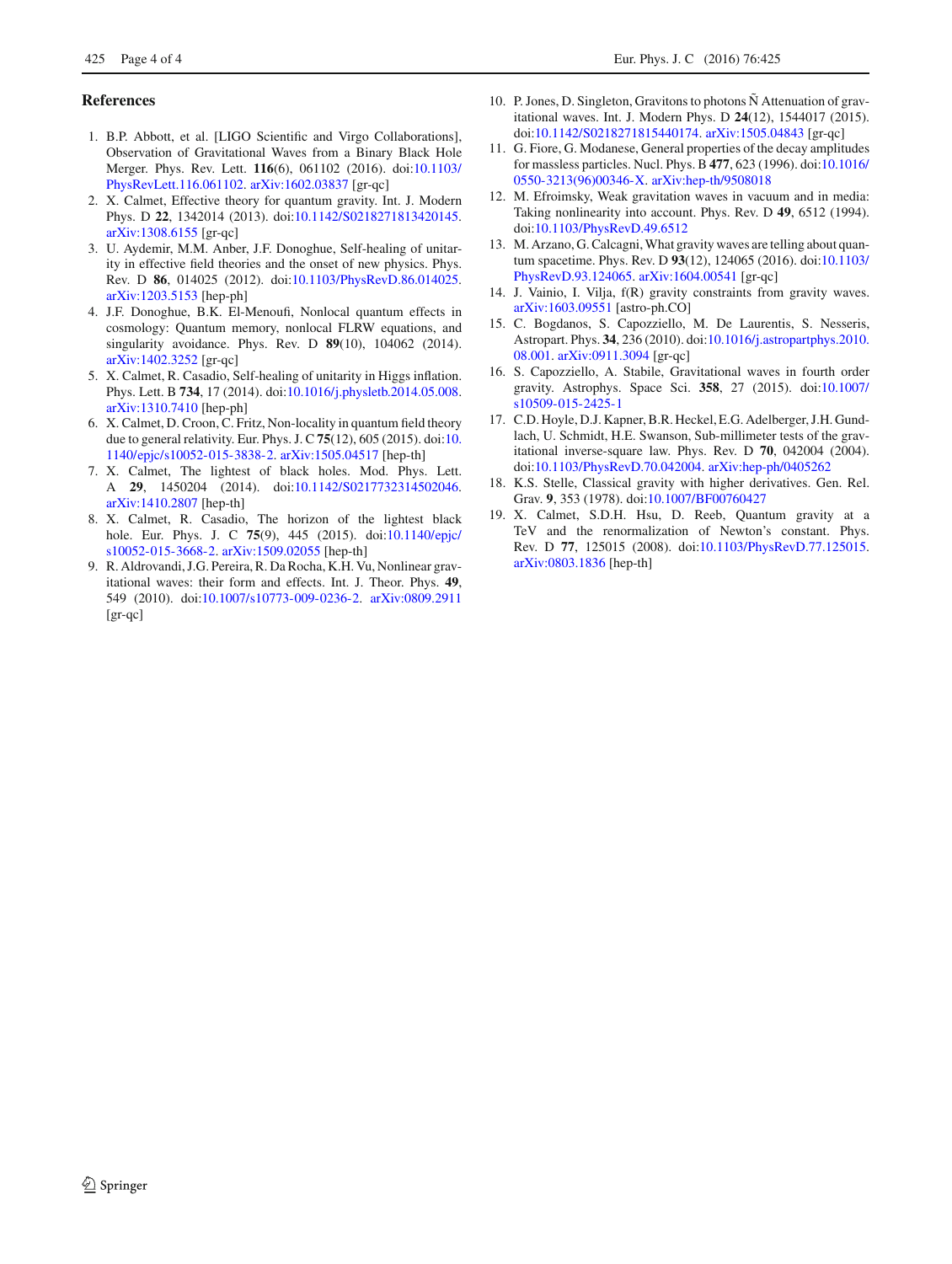## References

1. B.P. Abbott, et al. [LIGO Scientific and Virgo Collaborations], Observation of Gravitational Waves from a Binary Black Hole Merger. Phys. Rev. Lett. **116**(6), 061102 (2016). doi:10.1103/PhysRevLett.116.061102. arXiv:1602.03837 [gr-qc]
2. X. Calmet, Effective theory for quantum gravity. Int. J. Modern Phys. D **22**, 1342014 (2013). doi:10.1142/S0218271813420145. arXiv:1308.6155 [gr-qc]
3. U. Aydemir, M.M. Anber, J.F. Donoghue, Self-healing of unitarity in effective field theories and the onset of new physics. Phys. Rev. D **86**, 014025 (2012). doi:10.1103/PhysRevD.86.014025. arXiv:1203.5153 [hep-ph]
4. J.F. Donoghue, B.K. El-Menoufi, Nonlocal quantum effects in cosmology: Quantum memory, nonlocal FLRW equations, and singularity avoidance. Phys. Rev. D **89**(10), 104062 (2014). arXiv:1402.3252 [gr-qc]
5. X. Calmet, R. Casadio, Self-healing of unitarity in Higgs inflation. Phys. Lett. B **734**, 17 (2014). doi:10.1016/j.physletb.2014.05.008. arXiv:1310.7410 [hep-ph]
6. X. Calmet, D. Croon, C. Fritz, Non-locality in quantum field theory due to general relativity. Eur. Phys. J. C **75**(12), 605 (2015). doi:10.1140/epjc/s10052-015-3838-2. arXiv:1505.04517 [hep-th]
7. X. Calmet, The lightest of black holes. Mod. Phys. Lett. A **29**, 1450204 (2014). doi:10.1142/S0217732314502046. arXiv:1410.2807 [hep-th]
8. X. Calmet, R. Casadio, The horizon of the lightest black hole. Eur. Phys. J. C **75**(9), 445 (2015). doi:10.1140/epjc/s10052-015-3668-2. arXiv:1509.02055 [hep-th]
9. R. Aldrovandi, J.G. Pereira, R. Da Rocha, K.H. Vu, Nonlinear gravitational waves: their form and effects. Int. J. Theor. Phys. **49**, 549 (2010). doi:10.1007/s10773-009-0236-2. arXiv:0809.2911 [gr-qc]
10. P. Jones, D. Singleton, Gravitons to photons Ñ Attenuation of gravitational waves. Int. J. Modern Phys. D **24**(12), 1544017 (2015). doi:10.1142/S0218271815440174. arXiv:1505.04843 [gr-qc]
11. G. Fiore, G. Modanese, General properties of the decay amplitudes for massless particles. Nucl. Phys. B **477**, 623 (1996). doi:10.1016/0550-3213(96)00346-X. arXiv:hep-th/9508018
12. M. Efroimsky, Weak gravitation waves in vacuum and in media: Taking nonlinearity into account. Phys. Rev. D **49**, 6512 (1994). doi:10.1103/PhysRevD.49.6512
13. M. Arzano, G. Calcagni, What gravity waves are telling about quantum spacetime. Phys. Rev. D **93**(12), 124065 (2016). doi:10.1103/PhysRevD.93.124065. arXiv:1604.00541 [gr-qc]
14. J. Vainio, I. Vilja, f(R) gravity constraints from gravity waves. arXiv:1603.09551 [astro-ph.CO]
15. C. Bogdanos, S. Capozziello, M. De Laurentis, S. Nesseris, Astropart. Phys. **34**, 236 (2010). doi:10.1016/j.astropartphys.2010.08.001. arXiv:0911.3094 [gr-qc]
16. S. Capozziello, A. Stabile, Gravitational waves in fourth order gravity. Astrophys. Space Sci. **358**, 27 (2015). doi:10.1007/s10509-015-2425-1
17. C.D. Hoyle, D.J. Kapner, B.R. Heckel, E.G. Adelberger, J.H. Gundlach, U. Schmidt, H.E. Swanson, Sub-millimeter tests of the gravitational inverse-square law. Phys. Rev. D **70**, 042004 (2004). doi:10.1103/PhysRevD.70.042004. arXiv:hep-ph/0405262
18. K.S. Stelle, Classical gravity with higher derivatives. Gen. Rel. Grav. **9**, 353 (1978). doi:10.1007/BF00760427
19. X. Calmet, S.D.H. Hsu, D. Reeb, Quantum gravity at a TeV and the renormalization of Newton's constant. Phys. Rev. D **77**, 125015 (2008). doi:10.1103/PhysRevD.77.125015. arXiv:0803.1836 [hep-th]